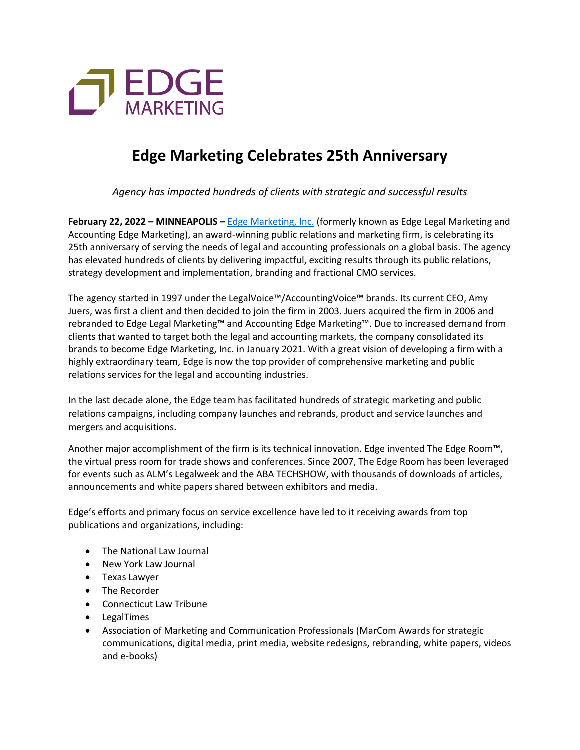EDGE MARKETING

# Edge Marketing Celebrates 25th Anniversary

*Agency has impacted hundreds of clients with strategic and successful results*

**February 22, 2022 – MINNEAPOLIS –** Edge Marketing, Inc. (formerly known as Edge Legal Marketing and Accounting Edge Marketing), an award-winning public relations and marketing firm, is celebrating its 25th anniversary of serving the needs of legal and accounting professionals on a global basis. The agency has elevated hundreds of clients by delivering impactful, exciting results through its public relations, strategy development and implementation, branding and fractional CMO services.

The agency started in 1997 under the LegalVoice™/AccountingVoice™ brands. Its current CEO, Amy Juers, was first a client and then decided to join the firm in 2003. Juers acquired the firm in 2006 and rebranded to Edge Legal Marketing™ and Accounting Edge Marketing™. Due to increased demand from clients that wanted to target both the legal and accounting markets, the company consolidated its brands to become Edge Marketing, Inc. in January 2021. With a great vision of developing a firm with a highly extraordinary team, Edge is now the top provider of comprehensive marketing and public relations services for the legal and accounting industries.

In the last decade alone, the Edge team has facilitated hundreds of strategic marketing and public relations campaigns, including company launches and rebrands, product and service launches and mergers and acquisitions.

Another major accomplishment of the firm is its technical innovation. Edge invented The Edge Room™, the virtual press room for trade shows and conferences. Since 2007, The Edge Room has been leveraged for events such as ALM's Legalweek and the ABA TECHSHOW, with thousands of downloads of articles, announcements and white papers shared between exhibitors and media.

Edge's efforts and primary focus on service excellence have led to it receiving awards from top publications and organizations, including:

- The National Law Journal
- New York Law Journal
- Texas Lawyer
- The Recorder
- Connecticut Law Tribune
- LegalTimes
- Association of Marketing and Communication Professionals (MarCom Awards for strategic communications, digital media, print media, website redesigns, rebranding, white papers, videos and e-books)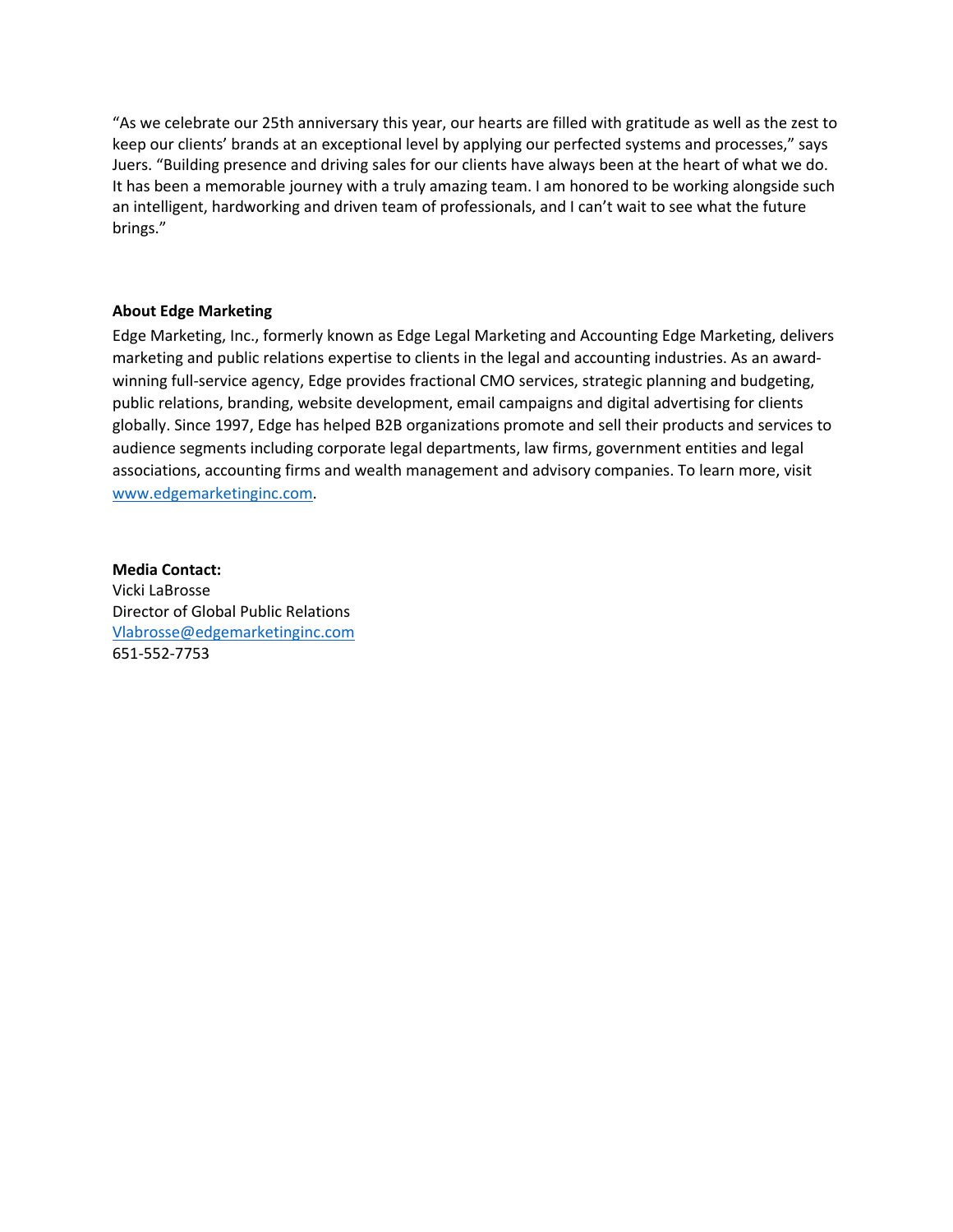"As we celebrate our 25th anniversary this year, our hearts are filled with gratitude as well as the zest to keep our clients' brands at an exceptional level by applying our perfected systems and processes," says Juers. "Building presence and driving sales for our clients have always been at the heart of what we do. It has been a memorable journey with a truly amazing team. I am honored to be working alongside such an intelligent, hardworking and driven team of professionals, and I can't wait to see what the future brings."

**About Edge Marketing**

Edge Marketing, Inc., formerly known as Edge Legal Marketing and Accounting Edge Marketing, delivers marketing and public relations expertise to clients in the legal and accounting industries. As an award-winning full-service agency, Edge provides fractional CMO services, strategic planning and budgeting, public relations, branding, website development, email campaigns and digital advertising for clients globally. Since 1997, Edge has helped B2B organizations promote and sell their products and services to audience segments including corporate legal departments, law firms, government entities and legal associations, accounting firms and wealth management and advisory companies. To learn more, visit [www.edgemarketinginc.com](http://www.edgemarketinginc.com).

**Media Contact:**
Vicki LaBrosse
Director of Global Public Relations
[Vlabrosse@edgemarketinginc.com](mailto:Vlabrosse@edgemarketinginc.com)
651-552-7753